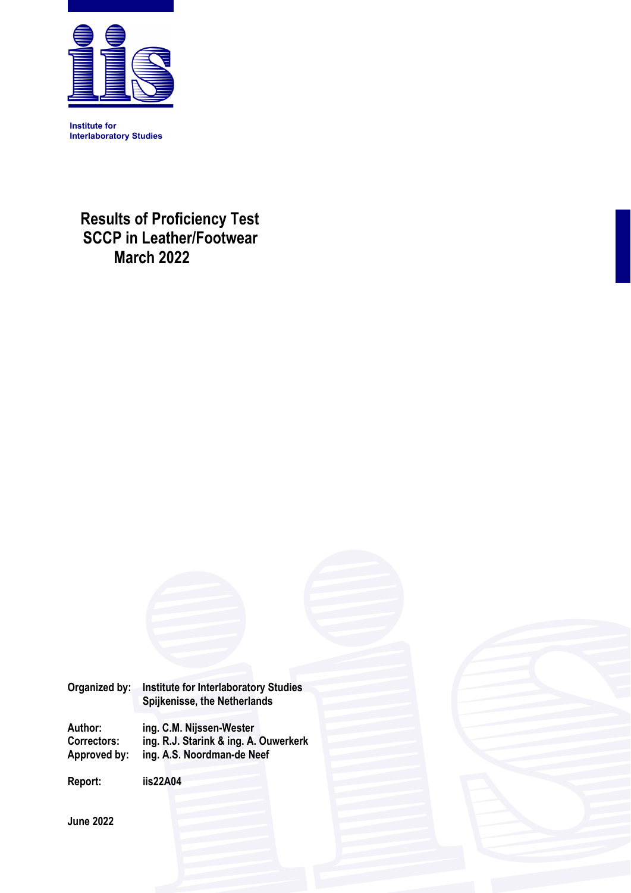Institute for
Interlaboratory Studies

# Results of Proficiency Test SCCP in Leather/Footwear March 2022

**Organized by:** Institute for Interlaboratory Studies
Spijkenisse, the Netherlands

**Author:** ing. C.M. Nijssen-Wester
**Correctors:** ing. R.J. Starink & ing. A. Ouwerkerk
**Approved by:** ing. A.S. Noordman-de Neef

**Report:** iis22A04

**June 2022**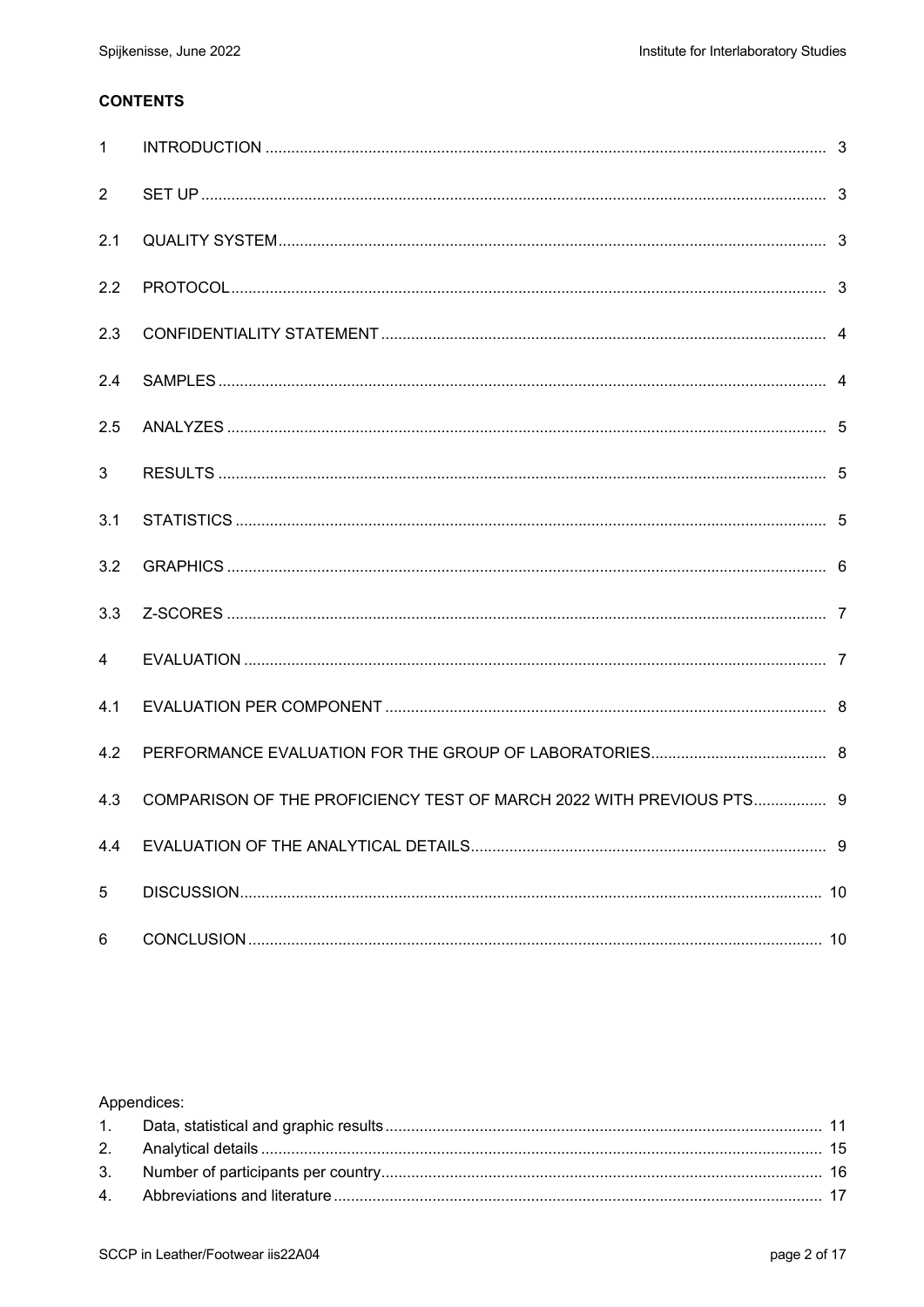**CONTENTS**

| | | |
|---|---|---|
| 1 | INTRODUCTION | 3 |
| 2 | SET UP | 3 |
| 2.1 | QUALITY SYSTEM | 3 |
| 2.2 | PROTOCOL | 3 |
| 2.3 | CONFIDENTIALITY STATEMENT | 4 |
| 2.4 | SAMPLES | 4 |
| 2.5 | ANALYZES | 5 |
| 3 | RESULTS | 5 |
| 3.1 | STATISTICS | 5 |
| 3.2 | GRAPHICS | 6 |
| 3.3 | Z-SCORES | 7 |
| 4 | EVALUATION | 7 |
| 4.1 | EVALUATION PER COMPONENT | 8 |
| 4.2 | PERFORMANCE EVALUATION FOR THE GROUP OF LABORATORIES | 8 |
| 4.3 | COMPARISON OF THE PROFICIENCY TEST OF MARCH 2022 WITH PREVIOUS PTS | 9 |
| 4.4 | EVALUATION OF THE ANALYTICAL DETAILS | 9 |
| 5 | DISCUSSION | 10 |
| 6 | CONCLUSION | 10 |

Appendices:

| | | |
|---|---|---|
| 1. | Data, statistical and graphic results | 11 |
| 2. | Analytical details | 15 |
| 3. | Number of participants per country | 16 |
| 4. | Abbreviations and literature | 17 |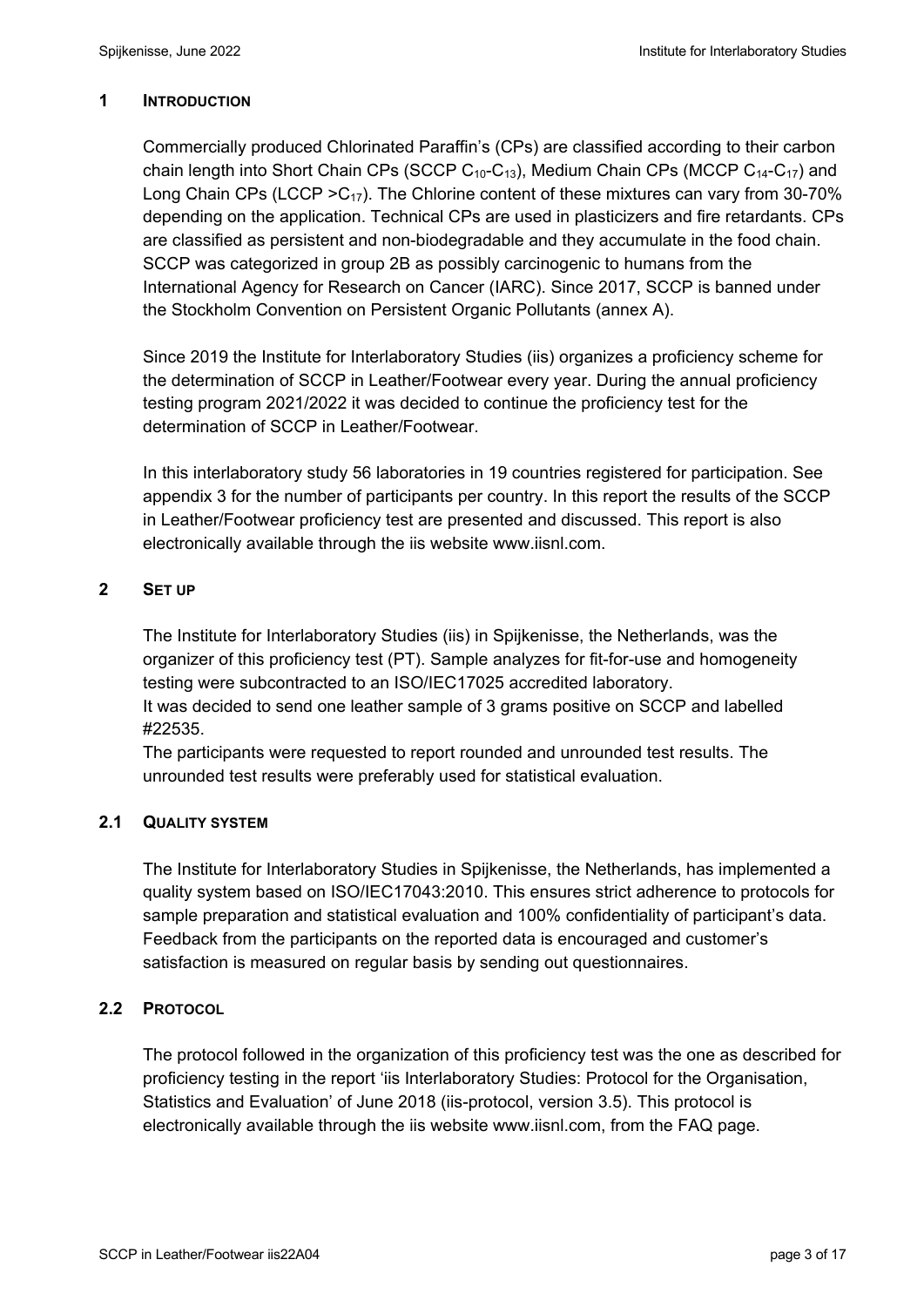## 1 INTRODUCTION

Commercially produced Chlorinated Paraffin's (CPs) are classified according to their carbon chain length into Short Chain CPs (SCCP $C_{10}$-$C_{13}$), Medium Chain CPs (MCCP $C_{14}$-$C_{17}$) and Long Chain CPs (LCCP $>C_{17}$). The Chlorine content of these mixtures can vary from 30-70% depending on the application. Technical CPs are used in plasticizers and fire retardants. CPs are classified as persistent and non-biodegradable and they accumulate in the food chain. SCCP was categorized in group 2B as possibly carcinogenic to humans from the International Agency for Research on Cancer (IARC). Since 2017, SCCP is banned under the Stockholm Convention on Persistent Organic Pollutants (annex A).

Since 2019 the Institute for Interlaboratory Studies (iis) organizes a proficiency scheme for the determination of SCCP in Leather/Footwear every year. During the annual proficiency testing program 2021/2022 it was decided to continue the proficiency test for the determination of SCCP in Leather/Footwear.

In this interlaboratory study 56 laboratories in 19 countries registered for participation. See appendix 3 for the number of participants per country. In this report the results of the SCCP in Leather/Footwear proficiency test are presented and discussed. This report is also electronically available through the iis website www.iisnl.com.

## 2 SET UP

The Institute for Interlaboratory Studies (iis) in Spijkenisse, the Netherlands, was the organizer of this proficiency test (PT). Sample analyzes for fit-for-use and homogeneity testing were subcontracted to an ISO/IEC17025 accredited laboratory.
It was decided to send one leather sample of 3 grams positive on SCCP and labelled #22535.
The participants were requested to report rounded and unrounded test results. The unrounded test results were preferably used for statistical evaluation.

### 2.1 QUALITY SYSTEM

The Institute for Interlaboratory Studies in Spijkenisse, the Netherlands, has implemented a quality system based on ISO/IEC17043:2010. This ensures strict adherence to protocols for sample preparation and statistical evaluation and 100% confidentiality of participant's data. Feedback from the participants on the reported data is encouraged and customer's satisfaction is measured on regular basis by sending out questionnaires.

### 2.2 PROTOCOL

The protocol followed in the organization of this proficiency test was the one as described for proficiency testing in the report 'iis Interlaboratory Studies: Protocol for the Organisation, Statistics and Evaluation' of June 2018 (iis-protocol, version 3.5). This protocol is electronically available through the iis website www.iisnl.com, from the FAQ page.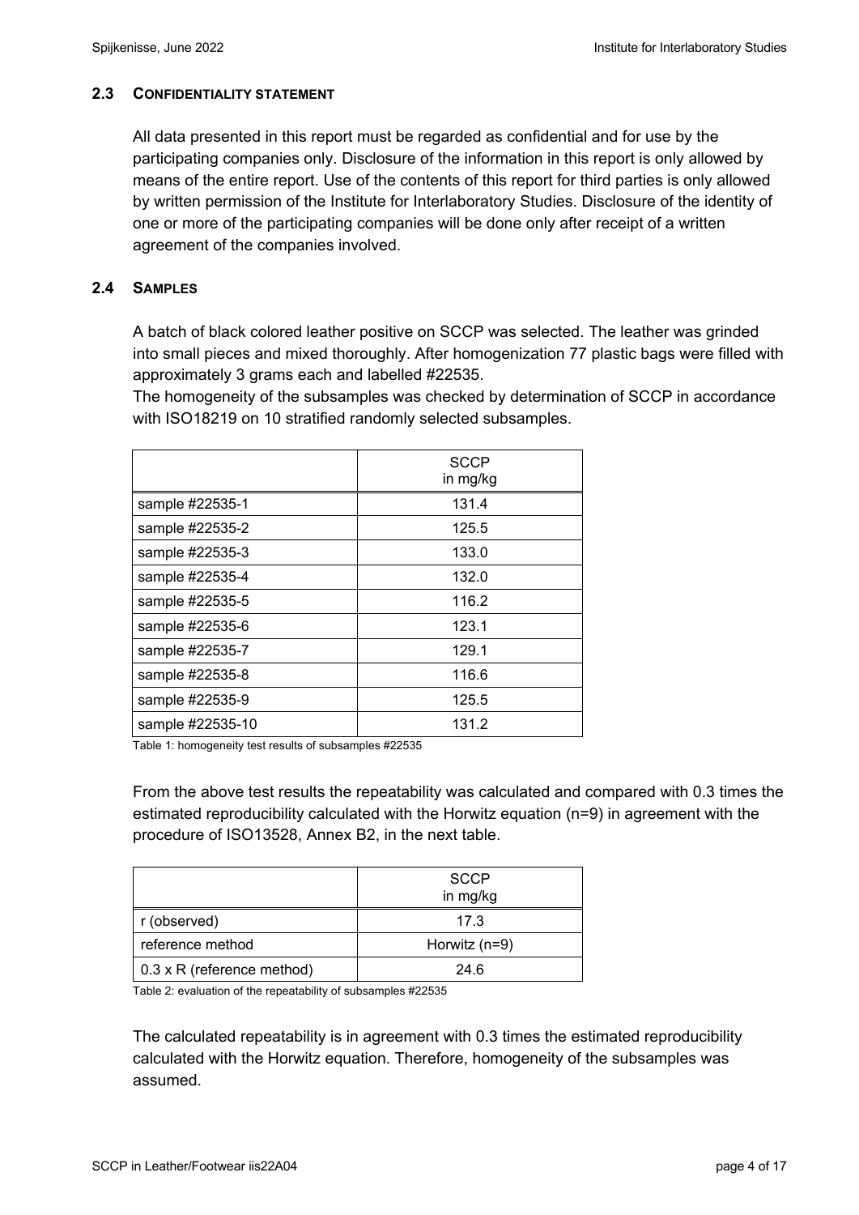### 2.3 CONFIDENTIALITY STATEMENT

All data presented in this report must be regarded as confidential and for use by the participating companies only. Disclosure of the information in this report is only allowed by means of the entire report. Use of the contents of this report for third parties is only allowed by written permission of the Institute for Interlaboratory Studies. Disclosure of the identity of one or more of the participating companies will be done only after receipt of a written agreement of the companies involved.

### 2.4 SAMPLES

A batch of black colored leather positive on SCCP was selected. The leather was grinded into small pieces and mixed thoroughly. After homogenization 77 plastic bags were filled with approximately 3 grams each and labelled #22535.
The homogeneity of the subsamples was checked by determination of SCCP in accordance with ISO18219 on 10 stratified randomly selected subsamples.

| | SCCP in mg/kg |
|---|---|
| sample #22535-1 | 131.4 |
| sample #22535-2 | 125.5 |
| sample #22535-3 | 133.0 |
| sample #22535-4 | 132.0 |
| sample #22535-5 | 116.2 |
| sample #22535-6 | 123.1 |
| sample #22535-7 | 129.1 |
| sample #22535-8 | 116.6 |
| sample #22535-9 | 125.5 |
| sample #22535-10 | 131.2 |

Table 1: homogeneity test results of subsamples #22535

From the above test results the repeatability was calculated and compared with 0.3 times the estimated reproducibility calculated with the Horwitz equation (n=9) in agreement with the procedure of ISO13528, Annex B2, in the next table.

| | SCCP in mg/kg |
|---|---|
| r (observed) | 17.3 |
| reference method | Horwitz (n=9) |
| 0.3 x R (reference method) | 24.6 |

Table 2: evaluation of the repeatability of subsamples #22535

The calculated repeatability is in agreement with 0.3 times the estimated reproducibility calculated with the Horwitz equation. Therefore, homogeneity of the subsamples was assumed.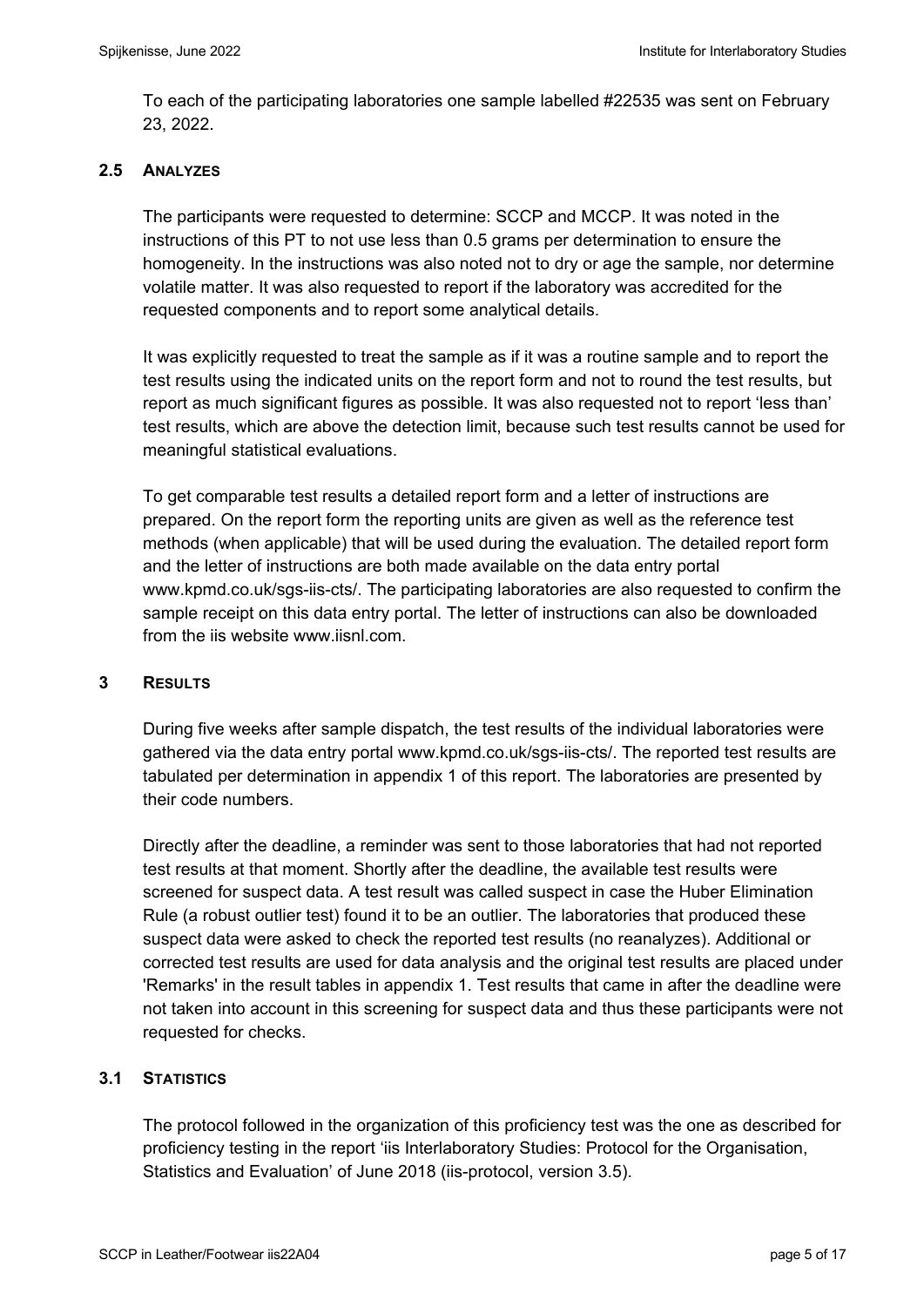To each of the participating laboratories one sample labelled #22535 was sent on February 23, 2022.

### 2.5 ANALYZES

The participants were requested to determine: SCCP and MCCP. It was noted in the instructions of this PT to not use less than 0.5 grams per determination to ensure the homogeneity. In the instructions was also noted not to dry or age the sample, nor determine volatile matter. It was also requested to report if the laboratory was accredited for the requested components and to report some analytical details.

It was explicitly requested to treat the sample as if it was a routine sample and to report the test results using the indicated units on the report form and not to round the test results, but report as much significant figures as possible. It was also requested not to report 'less than' test results, which are above the detection limit, because such test results cannot be used for meaningful statistical evaluations.

To get comparable test results a detailed report form and a letter of instructions are prepared. On the report form the reporting units are given as well as the reference test methods (when applicable) that will be used during the evaluation. The detailed report form and the letter of instructions are both made available on the data entry portal www.kpmd.co.uk/sgs-iis-cts/. The participating laboratories are also requested to confirm the sample receipt on this data entry portal. The letter of instructions can also be downloaded from the iis website www.iisnl.com.

## 3 RESULTS

During five weeks after sample dispatch, the test results of the individual laboratories were gathered via the data entry portal www.kpmd.co.uk/sgs-iis-cts/. The reported test results are tabulated per determination in appendix 1 of this report. The laboratories are presented by their code numbers.

Directly after the deadline, a reminder was sent to those laboratories that had not reported test results at that moment. Shortly after the deadline, the available test results were screened for suspect data. A test result was called suspect in case the Huber Elimination Rule (a robust outlier test) found it to be an outlier. The laboratories that produced these suspect data were asked to check the reported test results (no reanalyzes). Additional or corrected test results are used for data analysis and the original test results are placed under 'Remarks' in the result tables in appendix 1. Test results that came in after the deadline were not taken into account in this screening for suspect data and thus these participants were not requested for checks.

### 3.1 STATISTICS

The protocol followed in the organization of this proficiency test was the one as described for proficiency testing in the report 'iis Interlaboratory Studies: Protocol for the Organisation, Statistics and Evaluation' of June 2018 (iis-protocol, version 3.5).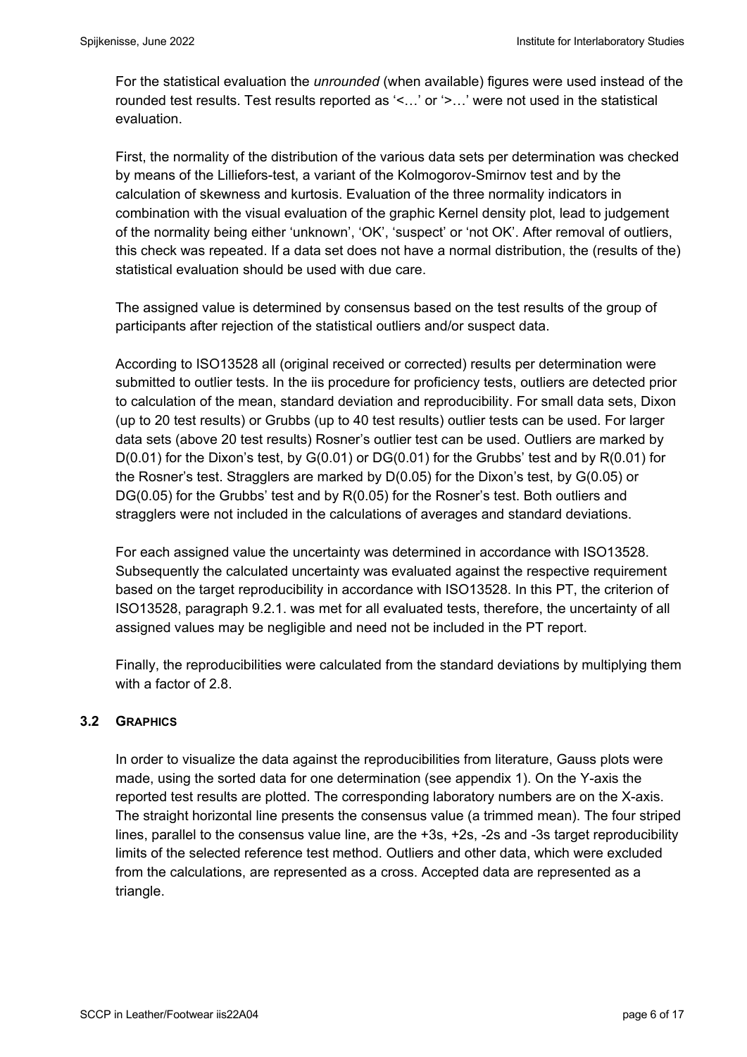For the statistical evaluation the *unrounded* (when available) figures were used instead of the rounded test results. Test results reported as '<…' or '>…' were not used in the statistical evaluation.

First, the normality of the distribution of the various data sets per determination was checked by means of the Lilliefors-test, a variant of the Kolmogorov-Smirnov test and by the calculation of skewness and kurtosis. Evaluation of the three normality indicators in combination with the visual evaluation of the graphic Kernel density plot, lead to judgement of the normality being either 'unknown', 'OK', 'suspect' or 'not OK'. After removal of outliers, this check was repeated. If a data set does not have a normal distribution, the (results of the) statistical evaluation should be used with due care.

The assigned value is determined by consensus based on the test results of the group of participants after rejection of the statistical outliers and/or suspect data.

According to ISO13528 all (original received or corrected) results per determination were submitted to outlier tests. In the iis procedure for proficiency tests, outliers are detected prior to calculation of the mean, standard deviation and reproducibility. For small data sets, Dixon (up to 20 test results) or Grubbs (up to 40 test results) outlier tests can be used. For larger data sets (above 20 test results) Rosner's outlier test can be used. Outliers are marked by D(0.01) for the Dixon's test, by G(0.01) or DG(0.01) for the Grubbs' test and by R(0.01) for the Rosner's test. Stragglers are marked by D(0.05) for the Dixon's test, by G(0.05) or DG(0.05) for the Grubbs' test and by R(0.05) for the Rosner's test. Both outliers and stragglers were not included in the calculations of averages and standard deviations.

For each assigned value the uncertainty was determined in accordance with ISO13528. Subsequently the calculated uncertainty was evaluated against the respective requirement based on the target reproducibility in accordance with ISO13528. In this PT, the criterion of ISO13528, paragraph 9.2.1. was met for all evaluated tests, therefore, the uncertainty of all assigned values may be negligible and need not be included in the PT report.

Finally, the reproducibilities were calculated from the standard deviations by multiplying them with a factor of 2.8.

### 3.2 GRAPHICS

In order to visualize the data against the reproducibilities from literature, Gauss plots were made, using the sorted data for one determination (see appendix 1). On the Y-axis the reported test results are plotted. The corresponding laboratory numbers are on the X-axis. The straight horizontal line presents the consensus value (a trimmed mean). The four striped lines, parallel to the consensus value line, are the +3s, +2s, -2s and -3s target reproducibility limits of the selected reference test method. Outliers and other data, which were excluded from the calculations, are represented as a cross. Accepted data are represented as a triangle.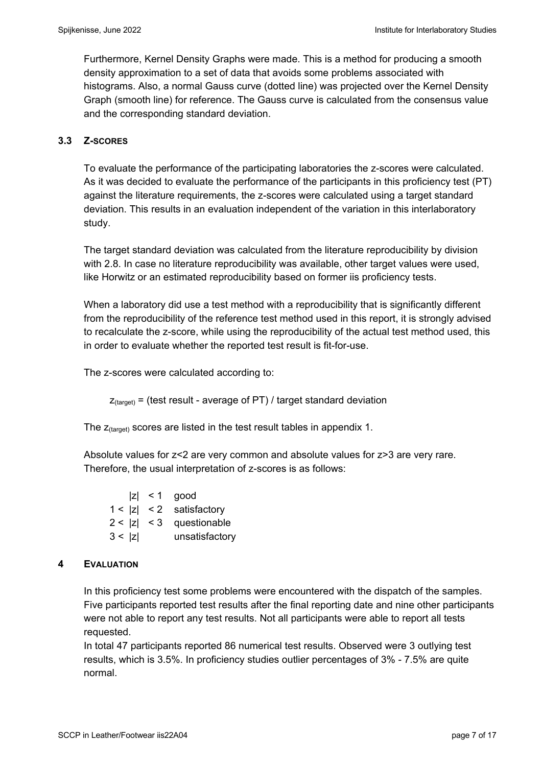Furthermore, Kernel Density Graphs were made. This is a method for producing a smooth density approximation to a set of data that avoids some problems associated with histograms. Also, a normal Gauss curve (dotted line) was projected over the Kernel Density Graph (smooth line) for reference. The Gauss curve is calculated from the consensus value and the corresponding standard deviation.

### 3.3 Z-SCORES

To evaluate the performance of the participating laboratories the z-scores were calculated. As it was decided to evaluate the performance of the participants in this proficiency test (PT) against the literature requirements, the z-scores were calculated using a target standard deviation. This results in an evaluation independent of the variation in this interlaboratory study.

The target standard deviation was calculated from the literature reproducibility by division with 2.8. In case no literature reproducibility was available, other target values were used, like Horwitz or an estimated reproducibility based on former iis proficiency tests.

When a laboratory did use a test method with a reproducibility that is significantly different from the reproducibility of the reference test method used in this report, it is strongly advised to recalculate the z-score, while using the reproducibility of the actual test method used, this in order to evaluate whether the reported test result is fit-for-use.

The z-scores were calculated according to:

$$z_{(target)} = \text{(test result - average of PT) / target standard deviation}$$

The $z_{(target)}$ scores are listed in the test result tables in appendix 1.

Absolute values for z<2 are very common and absolute values for z>3 are very rare. Therefore, the usual interpretation of z-scores is as follows:

| | | |
|---|---|---|
| | $\|z\| < 1$ | good |
| $1 <$ | $\|z\| < 2$ | satisfactory |
| $2 <$ | $\|z\| < 3$ | questionable |
| $3 <$ | $\|z\|$ | unsatisfactory |

## 4 EVALUATION

In this proficiency test some problems were encountered with the dispatch of the samples. Five participants reported test results after the final reporting date and nine other participants were not able to report any test results. Not all participants were able to report all tests requested.

In total 47 participants reported 86 numerical test results. Observed were 3 outlying test results, which is 3.5%. In proficiency studies outlier percentages of 3% - 7.5% are quite normal.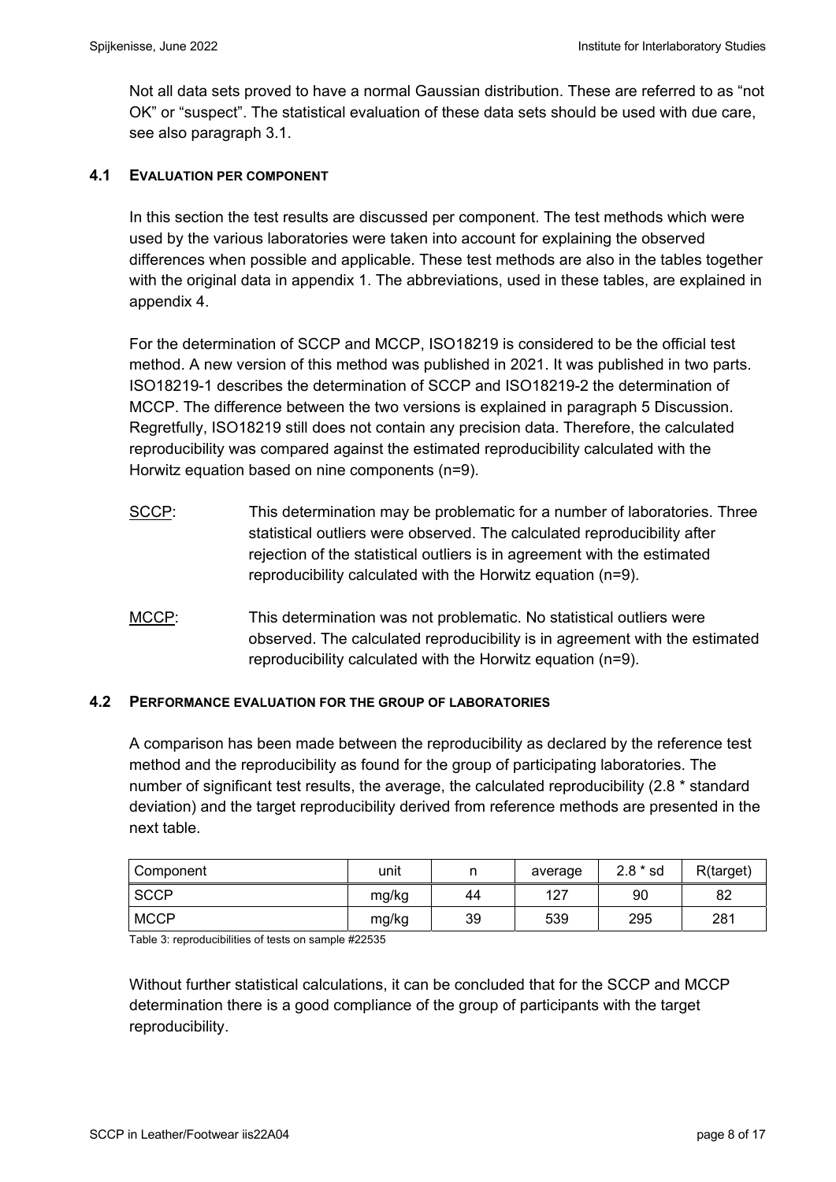Not all data sets proved to have a normal Gaussian distribution. These are referred to as "not OK" or "suspect". The statistical evaluation of these data sets should be used with due care, see also paragraph 3.1.

### 4.1 EVALUATION PER COMPONENT

In this section the test results are discussed per component. The test methods which were used by the various laboratories were taken into account for explaining the observed differences when possible and applicable. These test methods are also in the tables together with the original data in appendix 1. The abbreviations, used in these tables, are explained in appendix 4.

For the determination of SCCP and MCCP, ISO18219 is considered to be the official test method. A new version of this method was published in 2021. It was published in two parts. ISO18219-1 describes the determination of SCCP and ISO18219-2 the determination of MCCP. The difference between the two versions is explained in paragraph 5 Discussion. Regretfully, ISO18219 still does not contain any precision data. Therefore, the calculated reproducibility was compared against the estimated reproducibility calculated with the Horwitz equation based on nine components (n=9).

SCCP: This determination may be problematic for a number of laboratories. Three statistical outliers were observed. The calculated reproducibility after rejection of the statistical outliers is in agreement with the estimated reproducibility calculated with the Horwitz equation (n=9).

MCCP: This determination was not problematic. No statistical outliers were observed. The calculated reproducibility is in agreement with the estimated reproducibility calculated with the Horwitz equation (n=9).

### 4.2 PERFORMANCE EVALUATION FOR THE GROUP OF LABORATORIES

A comparison has been made between the reproducibility as declared by the reference test method and the reproducibility as found for the group of participating laboratories. The number of significant test results, the average, the calculated reproducibility (2.8 * standard deviation) and the target reproducibility derived from reference methods are presented in the next table.

| Component | unit | n | average | 2.8 * sd | R(target) |
|---|---|---|---|---|---|
| SCCP | mg/kg | 44 | 127 | 90 | 82 |
| MCCP | mg/kg | 39 | 539 | 295 | 281 |

Table 3: reproducibilities of tests on sample #22535

Without further statistical calculations, it can be concluded that for the SCCP and MCCP determination there is a good compliance of the group of participants with the target reproducibility.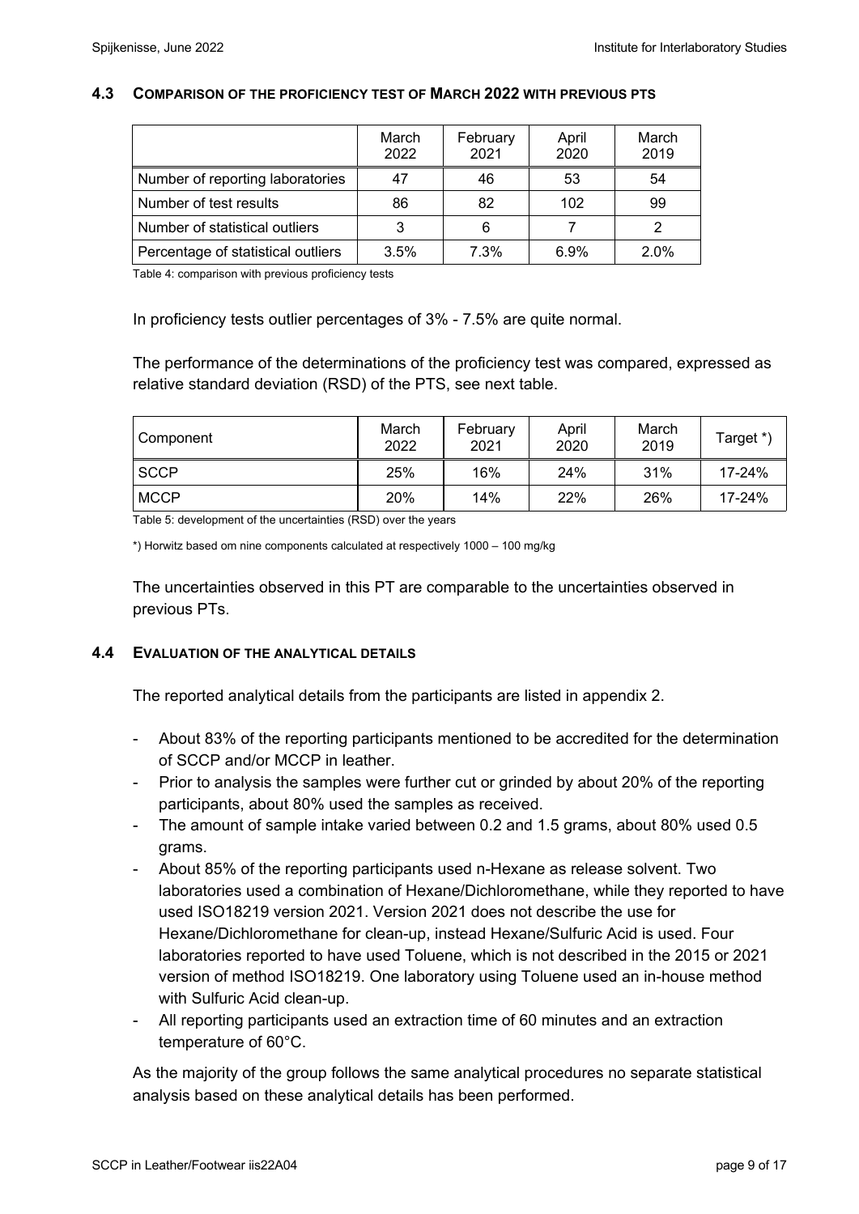### 4.3 COMPARISON OF THE PROFICIENCY TEST OF MARCH 2022 WITH PREVIOUS PTS

| | March 2022 | February 2021 | April 2020 | March 2019 |
|---|---|---|---|---|
| Number of reporting laboratories | 47 | 46 | 53 | 54 |
| Number of test results | 86 | 82 | 102 | 99 |
| Number of statistical outliers | 3 | 6 | 7 | 2 |
| Percentage of statistical outliers | 3.5% | 7.3% | 6.9% | 2.0% |

Table 4: comparison with previous proficiency tests

In proficiency tests outlier percentages of 3% - 7.5% are quite normal.

The performance of the determinations of the proficiency test was compared, expressed as relative standard deviation (RSD) of the PTS, see next table.

| Component | March 2022 | February 2021 | April 2020 | March 2019 | Target *) |
|---|---|---|---|---|---|
| SCCP | 25% | 16% | 24% | 31% | 17-24% |
| MCCP | 20% | 14% | 22% | 26% | 17-24% |

Table 5: development of the uncertainties (RSD) over the years

*) Horwitz based om nine components calculated at respectively 1000 – 100 mg/kg

The uncertainties observed in this PT are comparable to the uncertainties observed in previous PTs.

### 4.4 EVALUATION OF THE ANALYTICAL DETAILS

The reported analytical details from the participants are listed in appendix 2.

- About 83% of the reporting participants mentioned to be accredited for the determination of SCCP and/or MCCP in leather.
- Prior to analysis the samples were further cut or grinded by about 20% of the reporting participants, about 80% used the samples as received.
- The amount of sample intake varied between 0.2 and 1.5 grams, about 80% used 0.5 grams.
- About 85% of the reporting participants used n-Hexane as release solvent. Two laboratories used a combination of Hexane/Dichloromethane, while they reported to have used ISO18219 version 2021. Version 2021 does not describe the use for Hexane/Dichloromethane for clean-up, instead Hexane/Sulfuric Acid is used. Four laboratories reported to have used Toluene, which is not described in the 2015 or 2021 version of method ISO18219. One laboratory using Toluene used an in-house method with Sulfuric Acid clean-up.
- All reporting participants used an extraction time of 60 minutes and an extraction temperature of 60°C.

As the majority of the group follows the same analytical procedures no separate statistical analysis based on these analytical details has been performed.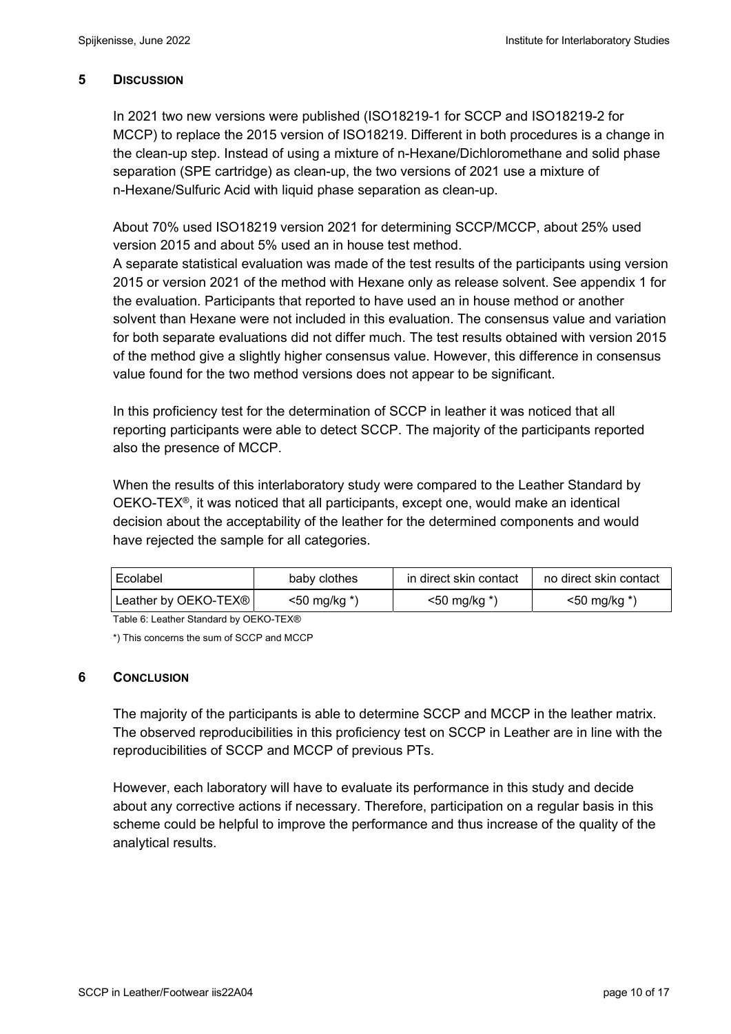## 5 DISCUSSION

In 2021 two new versions were published (ISO18219-1 for SCCP and ISO18219-2 for MCCP) to replace the 2015 version of ISO18219. Different in both procedures is a change in the clean-up step. Instead of using a mixture of n-Hexane/Dichloromethane and solid phase separation (SPE cartridge) as clean-up, the two versions of 2021 use a mixture of n-Hexane/Sulfuric Acid with liquid phase separation as clean-up.

About 70% used ISO18219 version 2021 for determining SCCP/MCCP, about 25% used version 2015 and about 5% used an in house test method.
A separate statistical evaluation was made of the test results of the participants using version 2015 or version 2021 of the method with Hexane only as release solvent. See appendix 1 for the evaluation. Participants that reported to have used an in house method or another solvent than Hexane were not included in this evaluation. The consensus value and variation for both separate evaluations did not differ much. The test results obtained with version 2015 of the method give a slightly higher consensus value. However, this difference in consensus value found for the two method versions does not appear to be significant.

In this proficiency test for the determination of SCCP in leather it was noticed that all reporting participants were able to detect SCCP. The majority of the participants reported also the presence of MCCP.

When the results of this interlaboratory study were compared to the Leather Standard by OEKO-TEX®, it was noticed that all participants, except one, would make an identical decision about the acceptability of the leather for the determined components and would have rejected the sample for all categories.

| Ecolabel | baby clothes | in direct skin contact | no direct skin contact |
|---|---|---|---|
| Leather by OEKO-TEX® | <50 mg/kg *) | <50 mg/kg *) | <50 mg/kg *) |

Table 6: Leather Standard by OEKO-TEX®

*) This concerns the sum of SCCP and MCCP

## 6 CONCLUSION

The majority of the participants is able to determine SCCP and MCCP in the leather matrix. The observed reproducibilities in this proficiency test on SCCP in Leather are in line with the reproducibilities of SCCP and MCCP of previous PTs.

However, each laboratory will have to evaluate its performance in this study and decide about any corrective actions if necessary. Therefore, participation on a regular basis in this scheme could be helpful to improve the performance and thus increase of the quality of the analytical results.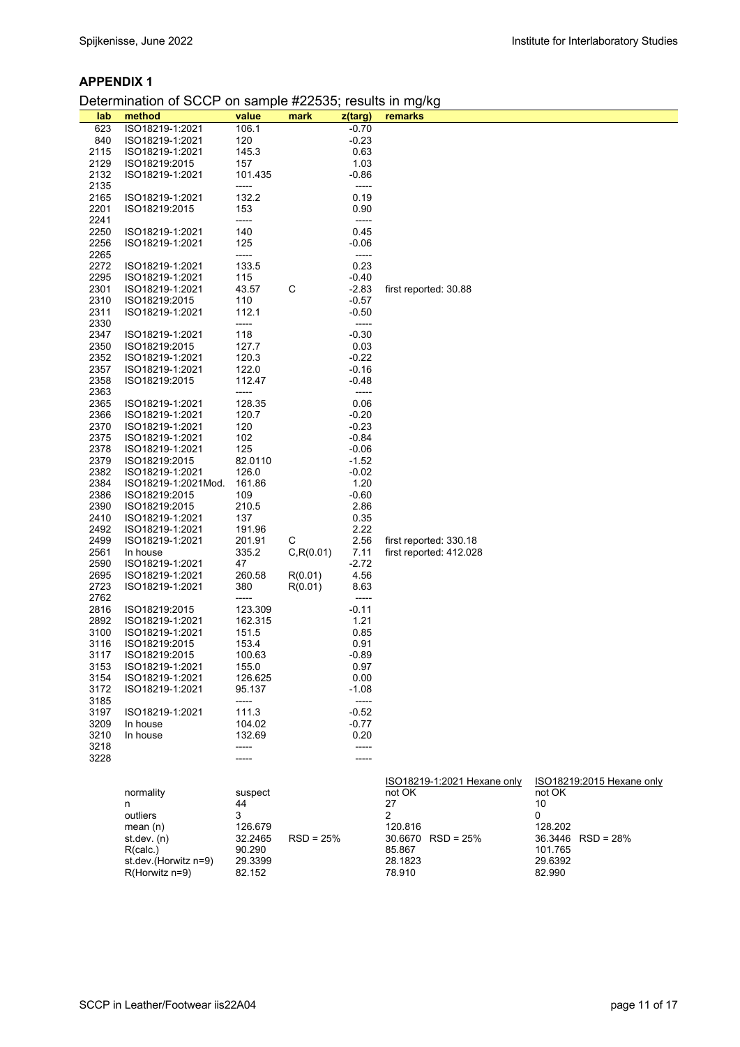## APPENDIX 1

Determination of SCCP on sample #22535; results in mg/kg

| lab | method | value | mark | z(targ) | remarks |
|---|---|---|---|---|---|
| 623 | ISO18219-1:2021 | 106.1 | | -0.70 | |
| 840 | ISO18219-1:2021 | 120 | | -0.23 | |
| 2115 | ISO18219-1:2021 | 145.3 | | 0.63 | |
| 2129 | ISO18219:2015 | 157 | | 1.03 | |
| 2132 | ISO18219-1:2021 | 101.435 | | -0.86 | |
| 2135 | | ----- | | ----- | |
| 2165 | ISO18219-1:2021 | 132.2 | | 0.19 | |
| 2201 | ISO18219:2015 | 153 | | 0.90 | |
| 2241 | | ----- | | ----- | |
| 2250 | ISO18219-1:2021 | 140 | | 0.45 | |
| 2256 | ISO18219-1:2021 | 125 | | -0.06 | |
| 2265 | | ----- | | ----- | |
| 2272 | ISO18219-1:2021 | 133.5 | | 0.23 | |
| 2295 | ISO18219-1:2021 | 115 | | -0.40 | |
| 2301 | ISO18219-1:2021 | 43.57 | C | -2.83 | first reported: 30.88 |
| 2310 | ISO18219:2015 | 110 | | -0.57 | |
| 2311 | ISO18219-1:2021 | 112.1 | | -0.50 | |
| 2330 | | ----- | | ----- | |
| 2347 | ISO18219-1:2021 | 118 | | -0.30 | |
| 2350 | ISO18219:2015 | 127.7 | | 0.03 | |
| 2352 | ISO18219-1:2021 | 120.3 | | -0.22 | |
| 2357 | ISO18219-1:2021 | 122.0 | | -0.16 | |
| 2358 | ISO18219:2015 | 112.47 | | -0.48 | |
| 2363 | | ----- | | ----- | |
| 2365 | ISO18219-1:2021 | 128.35 | | 0.06 | |
| 2366 | ISO18219-1:2021 | 120.7 | | -0.20 | |
| 2370 | ISO18219-1:2021 | 120 | | -0.23 | |
| 2375 | ISO18219-1:2021 | 102 | | -0.84 | |
| 2378 | ISO18219-1:2021 | 125 | | -0.06 | |
| 2379 | ISO18219:2015 | 82.0110 | | -1.52 | |
| 2382 | ISO18219-1:2021 | 126.0 | | -0.02 | |
| 2384 | ISO18219-1:2021Mod. | 161.86 | | 1.20 | |
| 2386 | ISO18219:2015 | 109 | | -0.60 | |
| 2390 | ISO18219:2015 | 210.5 | | 2.86 | |
| 2410 | ISO18219-1:2021 | 137 | | 0.35 | |
| 2492 | ISO18219-1:2021 | 191.96 | | 2.22 | |
| 2499 | ISO18219-1:2021 | 201.91 | C | 2.56 | first reported: 330.18 |
| 2561 | In house | 335.2 | C,R(0.01) | 7.11 | first reported: 412.028 |
| 2590 | ISO18219-1:2021 | 47 | | -2.72 | |
| 2695 | ISO18219-1:2021 | 260.58 | R(0.01) | 4.56 | |
| 2723 | ISO18219-1:2021 | 380 | R(0.01) | 8.63 | |
| 2762 | | ----- | | ----- | |
| 2816 | ISO18219:2015 | 123.309 | | -0.11 | |
| 2892 | ISO18219-1:2021 | 162.315 | | 1.21 | |
| 3100 | ISO18219-1:2021 | 151.5 | | 0.85 | |
| 3116 | ISO18219:2015 | 153.4 | | 0.91 | |
| 3117 | ISO18219:2015 | 100.63 | | -0.89 | |
| 3153 | ISO18219-1:2021 | 155.0 | | 0.97 | |
| 3154 | ISO18219-1:2021 | 126.625 | | 0.00 | |
| 3172 | ISO18219-1:2021 | 95.137 | | -1.08 | |
| 3185 | | ----- | | ----- | |
| 3197 | ISO18219-1:2021 | 111.3 | | -0.52 | |
| 3209 | In house | 104.02 | | -0.77 | |
| 3210 | In house | 132.69 | | 0.20 | |
| 3218 | | ----- | | ----- | |
| 3228 | | ----- | | ----- | |

| | | | ISO18219-1:2021 Hexane only | ISO18219:2015 Hexane only |
|---|---|---|---|---|
| normality | suspect | | not OK | not OK |
| n | 44 | | 27 | 10 |
| outliers | 3 | | 2 | 0 |
| mean (n) | 126.679 | | 120.816 | 128.202 |
| st.dev. (n) | 32.2465 | RSD = 25% | 30.6670 RSD = 25% | 36.3446 RSD = 28% |
| R(calc.) | 90.290 | | 85.867 | 101.765 |
| st.dev.(Horwitz n=9) | 29.3399 | | 28.1823 | 29.6392 |
| R(Horwitz n=9) | 82.152 | | 78.910 | 82.990 |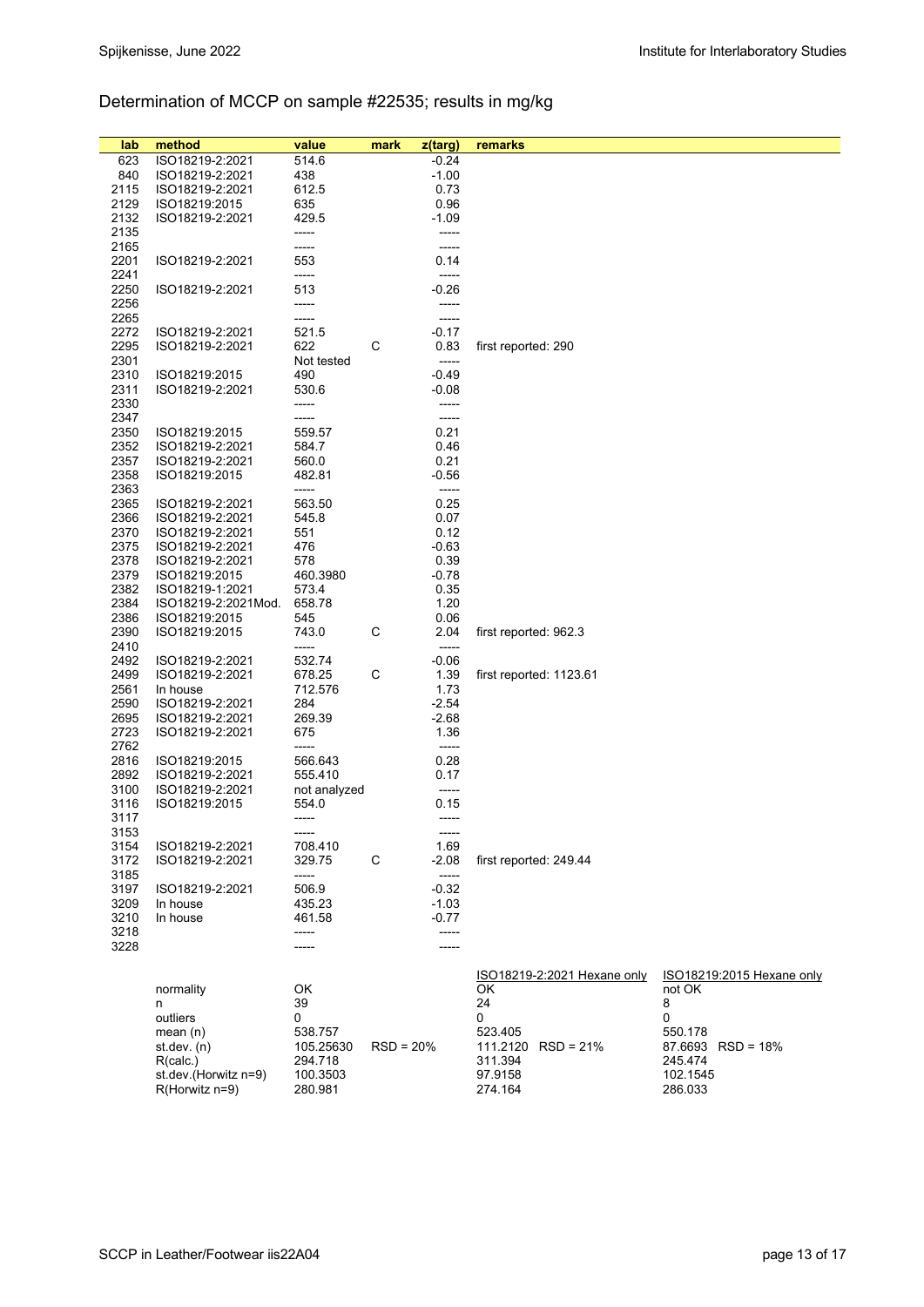## Determination of MCCP on sample #22535; results in mg/kg

| lab | method | value | mark | z(targ) | remarks |
|---|---|---|---|---|---|
| 623 | ISO18219-2:2021 | 514.6 | | -0.24 | |
| 840 | ISO18219-2:2021 | 438 | | -1.00 | |
| 2115 | ISO18219-2:2021 | 612.5 | | 0.73 | |
| 2129 | ISO18219:2015 | 635 | | 0.96 | |
| 2132 | ISO18219-2:2021 | 429.5 | | -1.09 | |
| 2135 | | ----- | | ----- | |
| 2165 | | ----- | | ----- | |
| 2201 | ISO18219-2:2021 | 553 | | 0.14 | |
| 2241 | | ----- | | ----- | |
| 2250 | ISO18219-2:2021 | 513 | | -0.26 | |
| 2256 | | ----- | | ----- | |
| 2265 | | ----- | | ----- | |
| 2272 | ISO18219-2:2021 | 521.5 | | -0.17 | |
| 2295 | ISO18219-2:2021 | 622 | C | 0.83 | first reported: 290 |
| 2301 | | Not tested | | ----- | |
| 2310 | ISO18219:2015 | 490 | | -0.49 | |
| 2311 | ISO18219-2:2021 | 530.6 | | -0.08 | |
| 2330 | | ----- | | ----- | |
| 2347 | | ----- | | ----- | |
| 2350 | ISO18219:2015 | 559.57 | | 0.21 | |
| 2352 | ISO18219-2:2021 | 584.7 | | 0.46 | |
| 2357 | ISO18219-2:2021 | 560.0 | | 0.21 | |
| 2358 | ISO18219:2015 | 482.81 | | -0.56 | |
| 2363 | | ----- | | ----- | |
| 2365 | ISO18219-2:2021 | 563.50 | | 0.25 | |
| 2366 | ISO18219-2:2021 | 545.8 | | 0.07 | |
| 2370 | ISO18219-2:2021 | 551 | | 0.12 | |
| 2375 | ISO18219-2:2021 | 476 | | -0.63 | |
| 2378 | ISO18219-2:2021 | 578 | | 0.39 | |
| 2379 | ISO18219:2015 | 460.3980 | | -0.78 | |
| 2382 | ISO18219-1:2021 | 573.4 | | 0.35 | |
| 2384 | ISO18219-2:2021Mod. | 658.78 | | 1.20 | |
| 2386 | ISO18219:2015 | 545 | | 0.06 | |
| 2390 | ISO18219:2015 | 743.0 | C | 2.04 | first reported: 962.3 |
| 2410 | | ----- | | ----- | |
| 2492 | ISO18219-2:2021 | 532.74 | | -0.06 | |
| 2499 | ISO18219-2:2021 | 678.25 | C | 1.39 | first reported: 1123.61 |
| 2561 | In house | 712.576 | | 1.73 | |
| 2590 | ISO18219-2:2021 | 284 | | -2.54 | |
| 2695 | ISO18219-2:2021 | 269.39 | | -2.68 | |
| 2723 | ISO18219-2:2021 | 675 | | 1.36 | |
| 2762 | | ----- | | ----- | |
| 2816 | ISO18219:2015 | 566.643 | | 0.28 | |
| 2892 | ISO18219-2:2021 | 555.410 | | 0.17 | |
| 3100 | ISO18219-2:2021 | not analyzed | | ----- | |
| 3116 | ISO18219:2015 | 554.0 | | 0.15 | |
| 3117 | | ----- | | ----- | |
| 3153 | | ----- | | ----- | |
| 3154 | ISO18219-2:2021 | 708.410 | | 1.69 | |
| 3172 | ISO18219-2:2021 | 329.75 | C | -2.08 | first reported: 249.44 |
| 3185 | | ----- | | ----- | |
| 3197 | ISO18219-2:2021 | 506.9 | | -0.32 | |
| 3209 | In house | 435.23 | | -1.03 | |
| 3210 | In house | 461.58 | | -0.77 | |
| 3218 | | ----- | | ----- | |
| 3228 | | ----- | | ----- | |

| | | | ISO18219-2:2021 Hexane only | ISO18219:2015 Hexane only |
|---|---|---|---|---|
| normality | OK | | OK | not OK |
| n | 39 | | 24 | 8 |
| outliers | 0 | | 0 | 0 |
| mean (n) | 538.757 | | 523.405 | 550.178 |
| st.dev. (n) | 105.25630 | RSD = 20% | 111.2120 RSD = 21% | 87.6693 RSD = 18% |
| R(calc.) | 294.718 | | 311.394 | 245.474 |
| st.dev.(Horwitz n=9) | 100.3503 | | 97.9158 | 102.1545 |
| R(Horwitz n=9) | 280.981 | | 274.164 | 286.033 |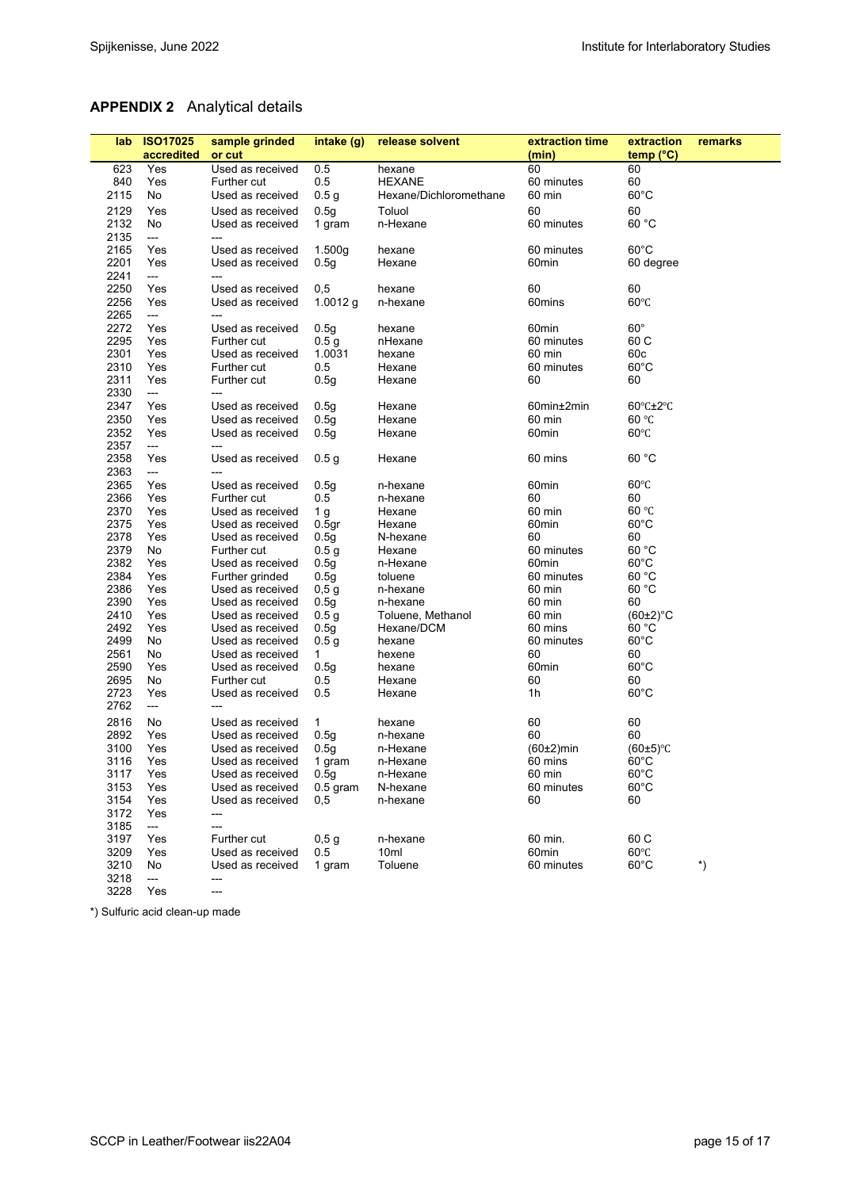## APPENDIX 2 Analytical details

| lab | ISO17025 accredited | sample grinded or cut | intake (g) | release solvent | extraction time (min) | extraction temp (°C) | remarks |
|---|---|---|---|---|---|---|---|
| 623 | Yes | Used as received | 0.5 | hexane | 60 | 60 | |
| 840 | Yes | Further cut | 0.5 | HEXANE | 60 minutes | 60 | |
| 2115 | No | Used as received | 0.5 g | Hexane/Dichloromethane | 60 min | 60°C | |
| 2129 | Yes | Used as received | 0.5g | Toluol | 60 | 60 | |
| 2132 | No | Used as received | 1 gram | n-Hexane | 60 minutes | 60 °C | |
| 2135 | --- | --- | | | | | |
| 2165 | Yes | Used as received | 1.500g | hexane | 60 minutes | 60°C | |
| 2201 | Yes | Used as received | 0.5g | Hexane | 60min | 60 degree | |
| 2241 | --- | --- | | | | | |
| 2250 | Yes | Used as received | 0,5 | hexane | 60 | 60 | |
| 2256 | Yes | Used as received | 1.0012 g | n-hexane | 60mins | 60℃ | |
| 2265 | --- | --- | | | | | |
| 2272 | Yes | Used as received | 0.5g | hexane | 60min | 60° | |
| 2295 | Yes | Further cut | 0.5 g | nHexane | 60 minutes | 60 C | |
| 2301 | Yes | Used as received | 1.0031 | hexane | 60 min | 60c | |
| 2310 | Yes | Further cut | 0.5 | Hexane | 60 minutes | 60°C | |
| 2311 | Yes | Further cut | 0.5g | Hexane | 60 | 60 | |
| 2330 | --- | --- | | | | | |
| 2347 | Yes | Used as received | 0.5g | Hexane | 60min±2min | 60℃±2℃ | |
| 2350 | Yes | Used as received | 0.5g | Hexane | 60 min | 60 ℃ | |
| 2352 | Yes | Used as received | 0.5g | Hexane | 60min | 60℃ | |
| 2357 | --- | --- | | | | | |
| 2358 | Yes | Used as received | 0.5 g | Hexane | 60 mins | 60 °C | |
| 2363 | --- | --- | | | | | |
| 2365 | Yes | Used as received | 0.5g | n-hexane | 60min | 60℃ | |
| 2366 | Yes | Further cut | 0.5 | n-hexane | 60 | 60 | |
| 2370 | Yes | Used as received | 1 g | Hexane | 60 min | 60 ℃ | |
| 2375 | Yes | Used as received | 0.5gr | Hexane | 60min | 60°C | |
| 2378 | Yes | Used as received | 0.5g | N-hexane | 60 | 60 | |
| 2379 | No | Further cut | 0.5 g | Hexane | 60 minutes | 60 °C | |
| 2382 | Yes | Used as received | 0.5g | n-Hexane | 60min | 60°C | |
| 2384 | Yes | Further grinded | 0.5g | toluene | 60 minutes | 60 °C | |
| 2386 | Yes | Used as received | 0,5 g | n-hexane | 60 min | 60 °C | |
| 2390 | Yes | Used as received | 0.5g | n-hexane | 60 min | 60 | |
| 2410 | Yes | Used as received | 0.5 g | Toluene, Methanol | 60 min | (60±2)°C | |
| 2492 | Yes | Used as received | 0.5g | Hexane/DCM | 60 mins | 60 °C | |
| 2499 | No | Used as received | 0.5 g | hexane | 60 minutes | 60°C | |
| 2561 | No | Used as received | 1 | hexene | 60 | 60 | |
| 2590 | Yes | Used as received | 0.5g | hexane | 60min | 60°C | |
| 2695 | No | Further cut | 0.5 | Hexane | 60 | 60 | |
| 2723 | Yes | Used as received | 0.5 | Hexane | 1h | 60°C | |
| 2762 | --- | --- | | | | | |
| 2816 | No | Used as received | 1 | hexane | 60 | 60 | |
| 2892 | Yes | Used as received | 0.5g | n-hexane | 60 | 60 | |
| 3100 | Yes | Used as received | 0.5g | n-Hexane | (60±2)min | (60±5)℃ | |
| 3116 | Yes | Used as received | 1 gram | n-Hexane | 60 mins | 60°C | |
| 3117 | Yes | Used as received | 0.5g | n-Hexane | 60 min | 60°C | |
| 3153 | Yes | Used as received | 0.5 gram | N-hexane | 60 minutes | 60°C | |
| 3154 | Yes | Used as received | 0,5 | n-hexane | 60 | 60 | |
| 3172 | Yes | --- | | | | | |
| 3185 | --- | --- | | | | | |
| 3197 | Yes | Further cut | 0,5 g | n-hexane | 60 min. | 60 C | |
| 3209 | Yes | Used as received | 0.5 | 10ml | 60min | 60℃ | |
| 3210 | No | Used as received | 1 gram | Toluene | 60 minutes | 60°C | *) |
| 3218 | --- | --- | | | | | |
| 3228 | Yes | --- | | | | | |

*) Sulfuric acid clean-up made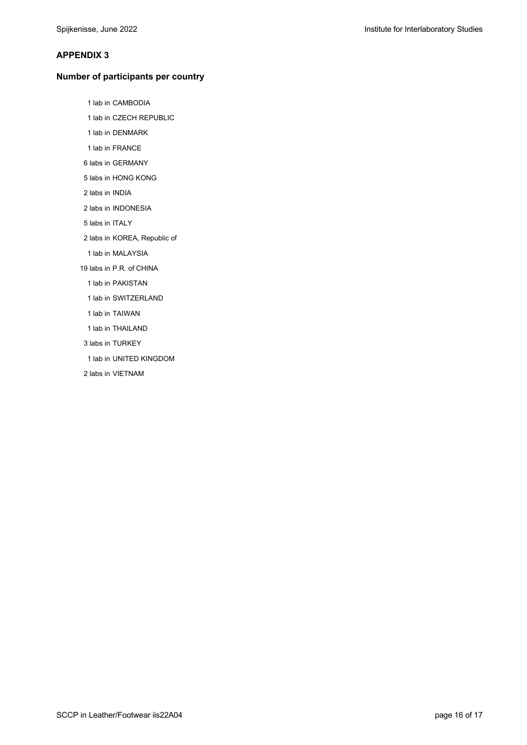## APPENDIX 3

### Number of participants per country

1 lab in CAMBODIA  
1 lab in CZECH REPUBLIC  
1 lab in DENMARK  
1 lab in FRANCE  
6 labs in GERMANY  
5 labs in HONG KONG  
2 labs in INDIA  
2 labs in INDONESIA  
5 labs in ITALY  
2 labs in KOREA, Republic of  
1 lab in MALAYSIA  
19 labs in P.R. of CHINA  
1 lab in PAKISTAN  
1 lab in SWITZERLAND  
1 lab in TAIWAN  
1 lab in THAILAND  
3 labs in TURKEY  
1 lab in UNITED KINGDOM  
2 labs in VIETNAM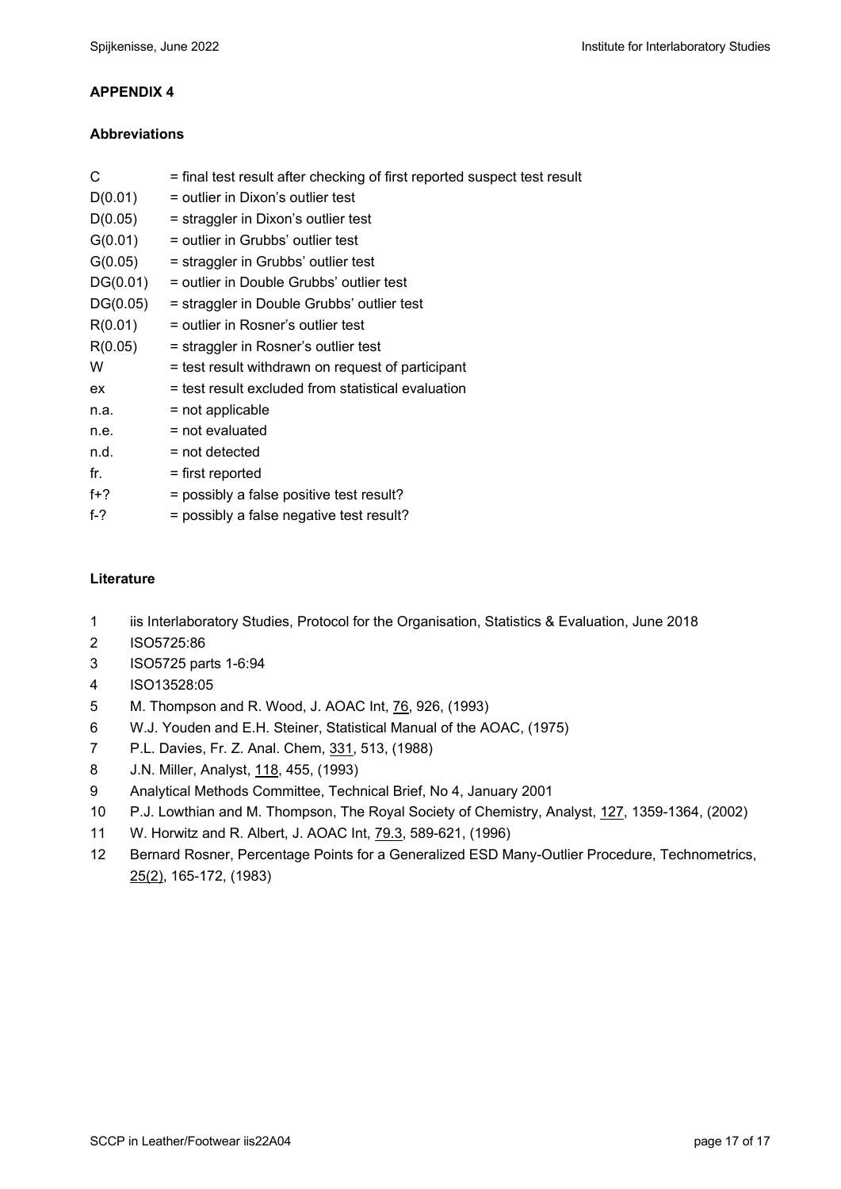## APPENDIX 4

### Abbreviations

| | | |
|---|---|---|
| C | = | final test result after checking of first reported suspect test result |
| D(0.01) | = | outlier in Dixon's outlier test |
| D(0.05) | = | straggler in Dixon's outlier test |
| G(0.01) | = | outlier in Grubbs' outlier test |
| G(0.05) | = | straggler in Grubbs' outlier test |
| DG(0.01) | = | outlier in Double Grubbs' outlier test |
| DG(0.05) | = | straggler in Double Grubbs' outlier test |
| R(0.01) | = | outlier in Rosner's outlier test |
| R(0.05) | = | straggler in Rosner's outlier test |
| W | = | test result withdrawn on request of participant |
| ex | = | test result excluded from statistical evaluation |
| n.a. | = | not applicable |
| n.e. | = | not evaluated |
| n.d. | = | not detected |
| fr. | = | first reported |
| f+? | = | possibly a false positive test result? |
| f-? | = | possibly a false negative test result? |

### Literature

1. iis Interlaboratory Studies, Protocol for the Organisation, Statistics & Evaluation, June 2018
2. ISO5725:86
3. ISO5725 parts 1-6:94
4. ISO13528:05
5. M. Thompson and R. Wood, J. AOAC Int, 76, 926, (1993)
6. W.J. Youden and E.H. Steiner, Statistical Manual of the AOAC, (1975)
7. P.L. Davies, Fr. Z. Anal. Chem, 331, 513, (1988)
8. J.N. Miller, Analyst, 118, 455, (1993)
9. Analytical Methods Committee, Technical Brief, No 4, January 2001
10. P.J. Lowthian and M. Thompson, The Royal Society of Chemistry, Analyst, 127, 1359-1364, (2002)
11. W. Horwitz and R. Albert, J. AOAC Int, 79.3, 589-621, (1996)
12. Bernard Rosner, Percentage Points for a Generalized ESD Many-Outlier Procedure, Technometrics, 25(2), 165-172, (1983)